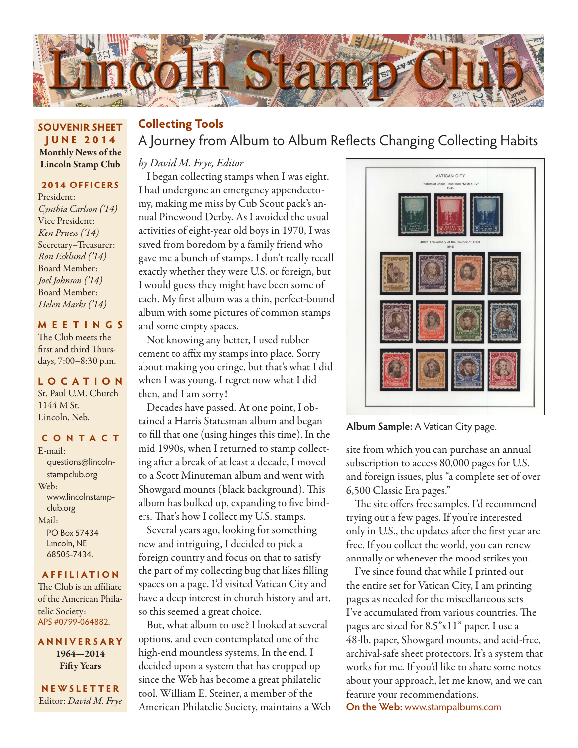# Lincoln Stamp Club

**SOUVENIR SHEET**
**JUNE 2014**
**Monthly News of the Lincoln Stamp Club**

**2014 OFFICERS**

President:
*Cynthia Carlson ('14)*
Vice President:
*Ken Pruess ('14)*
Secretary–Treasurer:
*Ron Ecklund ('14)*
Board Member:
*Joel Johnson ('14)*
Board Member:
*Helen Marks ('14)*

**MEETINGS**

The Club meets the first and third Thursdays, 7:00–8:30 p.m.

**LOCATION**

St. Paul U.M. Church
1144 M St.
Lincoln, Neb.

**CONTACT**

E-mail:
questions@lincolnstampclub.org
Web:
www.lincolnstampclub.org
Mail:
PO Box 57434
Lincoln, NE
68505-7434.

**AFFILIATION**

The Club is an affiliate of the American Philatelic Society:
APS #0799-064882.

**ANNIVERSARY**

**1964—2014**
**Fifty Years**

**NEWSLETTER**

Editor: *David M. Frye*

## Collecting Tools

### A Journey from Album to Album Reflects Changing Collecting Habits

*by David M. Frye, Editor*

I began collecting stamps when I was eight. I had undergone an emergency appendectomy, making me miss by Cub Scout pack's annual Pinewood Derby. As I avoided the usual activities of eight-year old boys in 1970, I was saved from boredom by a family friend who gave me a bunch of stamps. I don't really recall exactly whether they were U.S. or foreign, but I would guess they might have been some of each. My first album was a thin, perfect-bound album with some pictures of common stamps and some empty spaces.

Not knowing any better, I used rubber cement to affix my stamps into place. Sorry about making you cringe, but that's what I did when I was young. I regret now what I did then, and I am sorry!

Decades have passed. At one point, I obtained a Harris Statesman album and began to fill that one (using hinges this time). In the mid 1990s, when I returned to stamp collecting after a break of at least a decade, I moved to a Scott Minuteman album and went with Showgard mounts (black background). This album has bulked up, expanding to five binders. That's how I collect my U.S. stamps.

Several years ago, looking for something new and intriguing, I decided to pick a foreign country and focus on that to satisfy the part of my collecting bug that likes filling spaces on a page. I'd visited Vatican City and have a deep interest in church history and art, so this seemed a great choice.

But, what album to use? I looked at several options, and even contemplated one of the high-end mountless systems. In the end. I decided upon a system that has cropped up since the Web has become a great philatelic tool. William E. Steiner, a member of the American Philatelic Society, maintains a Web site from which you can purchase an annual subscription to access 80,000 pages for U.S. and foreign issues, plus "a complete set of over 6,500 Classic Era pages."

**Album Sample:** A Vatican City page.

The site offers free samples. I'd recommend trying out a few pages. If you're interested only in U.S., the updates after the first year are free. If you collect the world, you can renew annually or whenever the mood strikes you.

I've since found that while I printed out the entire set for Vatican City, I am printing pages as needed for the miscellaneous sets I've accumulated from various countries. The pages are sized for 8.5"x11" paper. I use a 48-lb. paper, Showgard mounts, and acid-free, archival-safe sheet protectors. It's a system that works for me. If you'd like to share some notes about your approach, let me know, and we can feature your recommendations.

**On the Web:** www.stampalbums.com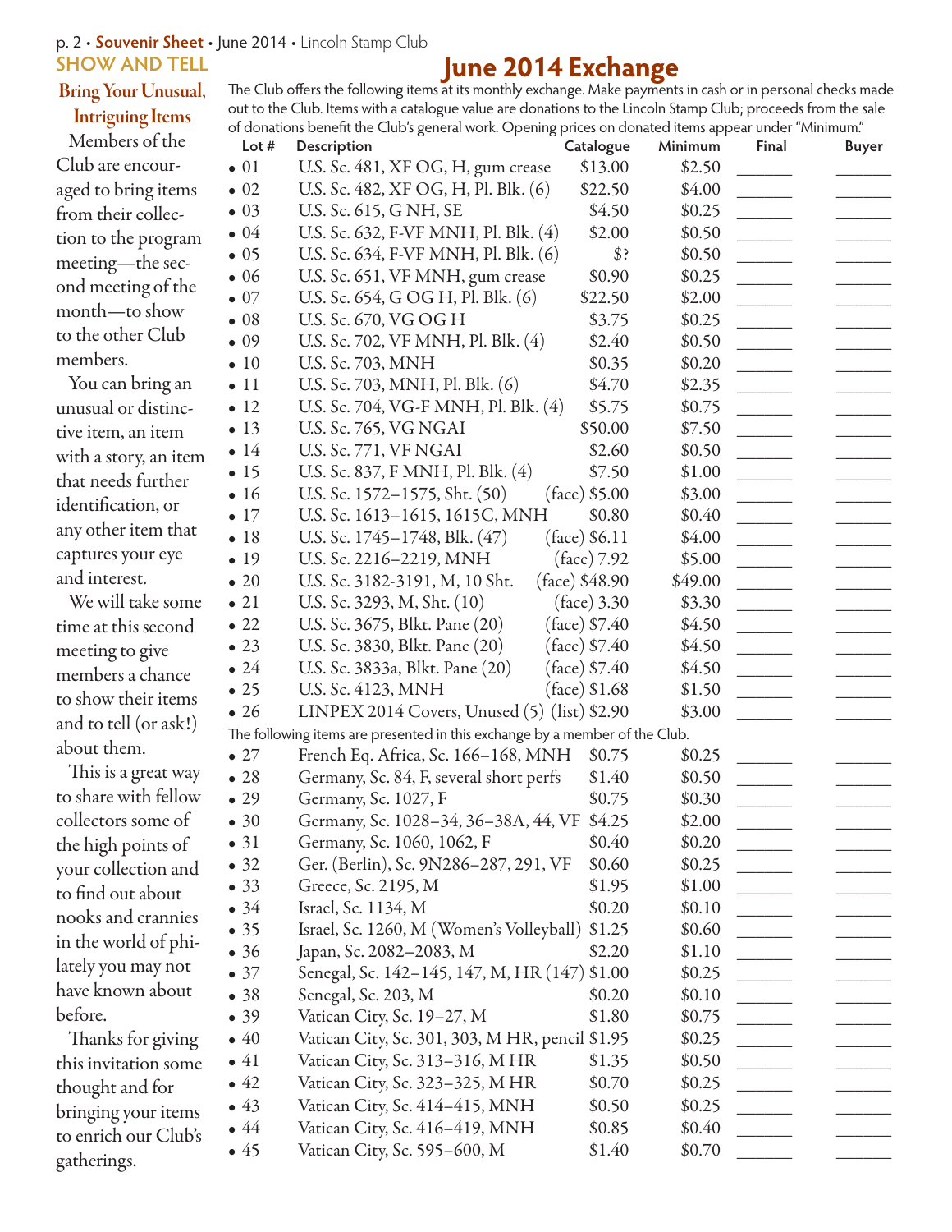## SHOW AND TELL

### Bring Your Unusual, Intriguing Items

Members of the Club are encouraged to bring items from their collection to the program meeting—the second meeting of the month—to show to the other Club members.

You can bring an unusual or distinctive item, an item with a story, an item that needs further identification, or any other item that captures your eye and interest.

We will take some time at this second meeting to give members a chance to show their items and to tell (or ask!) about them.

This is a great way to share with fellow collectors some of the high points of your collection and to find out about nooks and crannies in the world of philately you may not have known about before.

Thanks for giving this invitation some thought and for bringing your items to enrich our Club's gatherings.

# June 2014 Exchange

The Club offers the following items at its monthly exchange. Make payments in cash or in personal checks made out to the Club. Items with a catalogue value are donations to the Lincoln Stamp Club; proceeds from the sale of donations benefit the Club's general work. Opening prices on donated items appear under "Minimum."

| Lot # | Description | Catalogue | Minimum | Final | Buyer |
|---|---|---|---|---|---|
| • 01 | U.S. Sc. 481, XF OG, H, gum crease | $13.00 | $2.50 | ______ | ______ |
| • 02 | U.S. Sc. 482, XF OG, H, Pl. Blk. (6) | $22.50 | $4.00 | ______ | ______ |
| • 03 | U.S. Sc. 615, G NH, SE | $4.50 | $0.25 | ______ | ______ |
| • 04 | U.S. Sc. 632, F-VF MNH, Pl. Blk. (4) | $2.00 | $0.50 | ______ | ______ |
| • 05 | U.S. Sc. 634, F-VF MNH, Pl. Blk. (6) | $? | $0.50 | ______ | ______ |
| • 06 | U.S. Sc. 651, VF MNH, gum crease | $0.90 | $0.25 | ______ | ______ |
| • 07 | U.S. Sc. 654, G OG H, Pl. Blk. (6) | $22.50 | $2.00 | ______ | ______ |
| • 08 | U.S. Sc. 670, VG OG H | $3.75 | $0.25 | ______ | ______ |
| • 09 | U.S. Sc. 702, VF MNH, Pl. Blk. (4) | $2.40 | $0.50 | ______ | ______ |
| • 10 | U.S. Sc. 703, MNH | $0.35 | $0.20 | ______ | ______ |
| • 11 | U.S. Sc. 703, MNH, Pl. Blk. (6) | $4.70 | $2.35 | ______ | ______ |
| • 12 | U.S. Sc. 704, VG-F MNH, Pl. Blk. (4) | $5.75 | $0.75 | ______ | ______ |
| • 13 | U.S. Sc. 765, VG NGAI | $50.00 | $7.50 | ______ | ______ |
| • 14 | U.S. Sc. 771, VF NGAI | $2.60 | $0.50 | ______ | ______ |
| • 15 | U.S. Sc. 837, F MNH, Pl. Blk. (4) | $7.50 | $1.00 | ______ | ______ |
| • 16 | U.S. Sc. 1572–1575, Sht. (50) | (face) $5.00 | $3.00 | ______ | ______ |
| • 17 | U.S. Sc. 1613–1615, 1615C, MNH | $0.80 | $0.40 | ______ | ______ |
| • 18 | U.S. Sc. 1745–1748, Blk. (47) | (face) $6.11 | $4.00 | ______ | ______ |
| • 19 | U.S. Sc. 2216–2219, MNH | (face) 7.92 | $5.00 | ______ | ______ |
| • 20 | U.S. Sc. 3182-3191, M, 10 Sht. | (face) $48.90 | $49.00 | ______ | ______ |
| • 21 | U.S. Sc. 3293, M, Sht. (10) | (face) 3.30 | $3.30 | ______ | ______ |
| • 22 | U.S. Sc. 3675, Blkt. Pane (20) | (face) $7.40 | $4.50 | ______ | ______ |
| • 23 | U.S. Sc. 3830, Blkt. Pane (20) | (face) $7.40 | $4.50 | ______ | ______ |
| • 24 | U.S. Sc. 3833a, Blkt. Pane (20) | (face) $7.40 | $4.50 | ______ | ______ |
| • 25 | U.S. Sc. 4123, MNH | (face) $1.68 | $1.50 | ______ | ______ |
| • 26 | LINPEX 2014 Covers, Unused (5) | (list) $2.90 | $3.00 | ______ | ______ |

The following items are presented in this exchange by a member of the Club.

| Lot # | Description | Catalogue | Minimum | Final | Buyer |
|---|---|---|---|---|---|
| • 27 | French Eq. Africa, Sc. 166–168, MNH | $0.75 | $0.25 | ______ | ______ |
| • 28 | Germany, Sc. 84, F, several short perfs | $1.40 | $0.50 | ______ | ______ |
| • 29 | Germany, Sc. 1027, F | $0.75 | $0.30 | ______ | ______ |
| • 30 | Germany, Sc. 1028–34, 36–38A, 44, VF | $4.25 | $2.00 | ______ | ______ |
| • 31 | Germany, Sc. 1060, 1062, F | $0.40 | $0.20 | ______ | ______ |
| • 32 | Ger. (Berlin), Sc. 9N286–287, 291, VF | $0.60 | $0.25 | ______ | ______ |
| • 33 | Greece, Sc. 2195, M | $1.95 | $1.00 | ______ | ______ |
| • 34 | Israel, Sc. 1134, M | $0.20 | $0.10 | ______ | ______ |
| • 35 | Israel, Sc. 1260, M (Women's Volleyball) | $1.25 | $0.60 | ______ | ______ |
| • 36 | Japan, Sc. 2082–2083, M | $2.20 | $1.10 | ______ | ______ |
| • 37 | Senegal, Sc. 142–145, 147, M, HR (147) | $1.00 | $0.25 | ______ | ______ |
| • 38 | Senegal, Sc. 203, M | $0.20 | $0.10 | ______ | ______ |
| • 39 | Vatican City, Sc. 19–27, M | $1.80 | $0.75 | ______ | ______ |
| • 40 | Vatican City, Sc. 301, 303, M HR, pencil | $1.95 | $0.25 | ______ | ______ |
| • 41 | Vatican City, Sc. 313–316, M HR | $1.35 | $0.50 | ______ | ______ |
| • 42 | Vatican City, Sc. 323–325, M HR | $0.70 | $0.25 | ______ | ______ |
| • 43 | Vatican City, Sc. 414–415, MNH | $0.50 | $0.25 | ______ | ______ |
| • 44 | Vatican City, Sc. 416–419, MNH | $0.85 | $0.40 | ______ | ______ |
| • 45 | Vatican City, Sc. 595–600, M | $1.40 | $0.70 | ______ | ______ |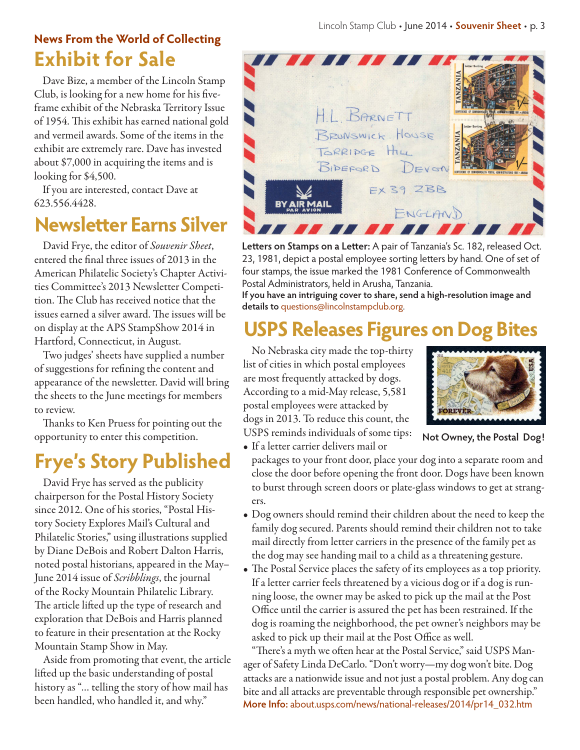### News From the World of Collecting

## Exhibit for Sale

Dave Bize, a member of the Lincoln Stamp Club, is looking for a new home for his five-frame exhibit of the Nebraska Territory Issue of 1954. This exhibit has earned national gold and vermeil awards. Some of the items in the exhibit are extremely rare. Dave has invested about $7,000 in acquiring the items and is looking for $4,500.

If you are interested, contact Dave at 623.556.4428.

## Newsletter Earns Silver

David Frye, the editor of *Souvenir Sheet*, entered the final three issues of 2013 in the American Philatelic Society's Chapter Activities Committee's 2013 Newsletter Competition. The Club has received notice that the issues earned a silver award. The issues will be on display at the APS StampShow 2014 in Hartford, Connecticut, in August.

Two judges' sheets have supplied a number of suggestions for refining the content and appearance of the newsletter. David will bring the sheets to the June meetings for members to review.

Thanks to Ken Pruess for pointing out the opportunity to enter this competition.

## Frye's Story Published

David Frye has served as the publicity chairperson for the Postal History Society since 2012. One of his stories, "Postal History Society Explores Mail's Cultural and Philatelic Stories," using illustrations supplied by Diane DeBois and Robert Dalton Harris, noted postal historians, appeared in the May–June 2014 issue of *Scribblings*, the journal of the Rocky Mountain Philatelic Library. The article lifted up the type of research and exploration that DeBois and Harris planned to feature in their presentation at the Rocky Mountain Stamp Show in May.

Aside from promoting that event, the article lifted up the basic understanding of postal history as "... telling the story of how mail has been handled, who handled it, and why."

**Letters on Stamps on a Letter:** A pair of Tanzania's Sc. 182, released Oct. 23, 1981, depict a postal employee sorting letters by hand. One of set of four stamps, the issue marked the 1981 Conference of Commonwealth Postal Administrators, held in Arusha, Tanzania.

**If you have an intriguing cover to share, send a high-resolution image and details to** questions@lincolnstampclub.org.

## USPS Releases Figures on Dog Bites

No Nebraska city made the top-thirty list of cities in which postal employees are most frequently attacked by dogs. According to a mid-May release, 5,581 postal employees were attacked by dogs in 2013. To reduce this count, the USPS reminds individuals of some tips:

**Not Owney, the Postal Dog!**

- If a letter carrier delivers mail or packages to your front door, place your dog into a separate room and close the door before opening the front door. Dogs have been known to burst through screen doors or plate-glass windows to get at strangers.
- Dog owners should remind their children about the need to keep the family dog secured. Parents should remind their children not to take mail directly from letter carriers in the presence of the family pet as the dog may see handing mail to a child as a threatening gesture.
- The Postal Service places the safety of its employees as a top priority. If a letter carrier feels threatened by a vicious dog or if a dog is running loose, the owner may be asked to pick up the mail at the Post Office until the carrier is assured the pet has been restrained. If the dog is roaming the neighborhood, the pet owner's neighbors may be asked to pick up their mail at the Post Office as well.

"There's a myth we often hear at the Postal Service," said USPS Manager of Safety Linda DeCarlo. "Don't worry—my dog won't bite. Dog attacks are a nationwide issue and not just a postal problem. Any dog can bite and all attacks are preventable through responsible pet ownership."

**More Info:** about.usps.com/news/national-releases/2014/pr14_032.htm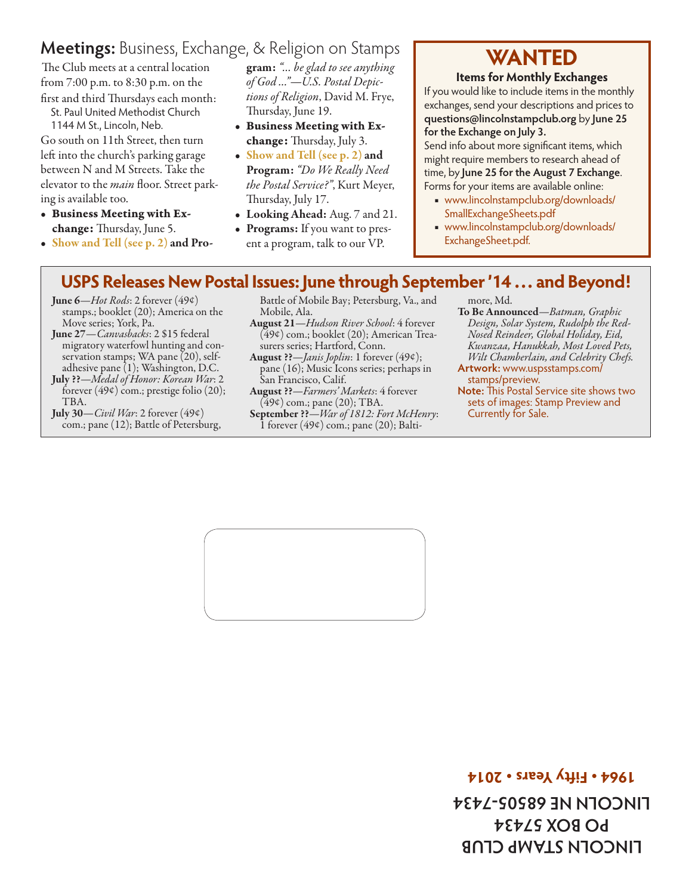## Meetings: Business, Exchange, & Religion on Stamps

The Club meets at a central location from 7:00 p.m. to 8:30 p.m. on the first and third Thursdays each month:

St. Paul United Methodist Church
1144 M St., Lincoln, Neb.

Go south on 11th Street, then turn left into the church's parking garage between N and M Streets. Take the elevator to the *main* floor. Street parking is available too.

- **Business Meeting with Exchange:** Thursday, June 5.
- **Show and Tell (see p. 2) and Program:** *"... be glad to see anything of God ..."—U.S. Postal Depictions of Religion*, David M. Frye, Thursday, June 19.
- **Business Meeting with Exchange:** Thursday, July 3.
- **Show and Tell (see p. 2) and Program:** *"Do We Really Need the Postal Service?"*, Kurt Meyer, Thursday, July 17.
- **Looking Ahead:** Aug. 7 and 21.
- **Programs:** If you want to present a program, talk to our VP.

## WANTED

**Items for Monthly Exchanges**

If you would like to include items in the monthly exchanges, send your descriptions and prices to **questions@lincolnstampclub.org** by **June 25 for the Exchange on July 3.**

Send info about more significant items, which might require members to research ahead of time, by **June 25 for the August 7 Exchange**. Forms for your items are available online:

- www.lincolnstampclub.org/downloads/SmallExchangeSheets.pdf
- www.lincolnstampclub.org/downloads/ExchangeSheet.pdf.

## USPS Releases New Postal Issues: June through September '14 ... and Beyond!

**June 6**—*Hot Rods*: 2 forever (49¢) stamps.; booklet (20); America on the Move series; York, Pa.

**June 27**—*Canvasbacks*: 2 $15 federal migratory waterfowl hunting and conservation stamps; WA pane (20), self-adhesive pane (1); Washington, D.C.

**July ??**—*Medal of Honor: Korean War*: 2 forever (49¢) com.; prestige folio (20); TBA.

**July 30**—*Civil War*: 2 forever (49¢) com.; pane (12); Battle of Petersburg, Battle of Mobile Bay; Petersburg, Va., and Mobile, Ala.

**August 21**—*Hudson River School*: 4 forever (49¢) com.; booklet (20); American Treasurers series; Hartford, Conn.

**August ??**—*Janis Joplin*: 1 forever (49¢); pane (16); Music Icons series; perhaps in San Francisco, Calif.

**August ??**—*Farmers' Markets*: 4 forever (49¢) com.; pane (20); TBA.

**September ??**—*War of 1812: Fort McHenry*: 1 forever (49¢) com.; pane (20); Baltimore, Md.

**To Be Announced**—*Batman, Graphic Design, Solar System, Rudolph the Red-Nosed Reindeer, Global Holiday, Eid, Kwanzaa, Hanukkah, Most Loved Pets, Wilt Chamberlain, and Celebrity Chefs.*

**Artwork:** www.uspsstamps.com/stamps/preview.

**Note:** This Postal Service site shows two sets of images: Stamp Preview and Currently for Sale.

**1964 • Fifty Years • 2014**

**LINCOLN NE 68505-7434**
**PO BOX 57434**
**LINCOLN STAMP CLUB**